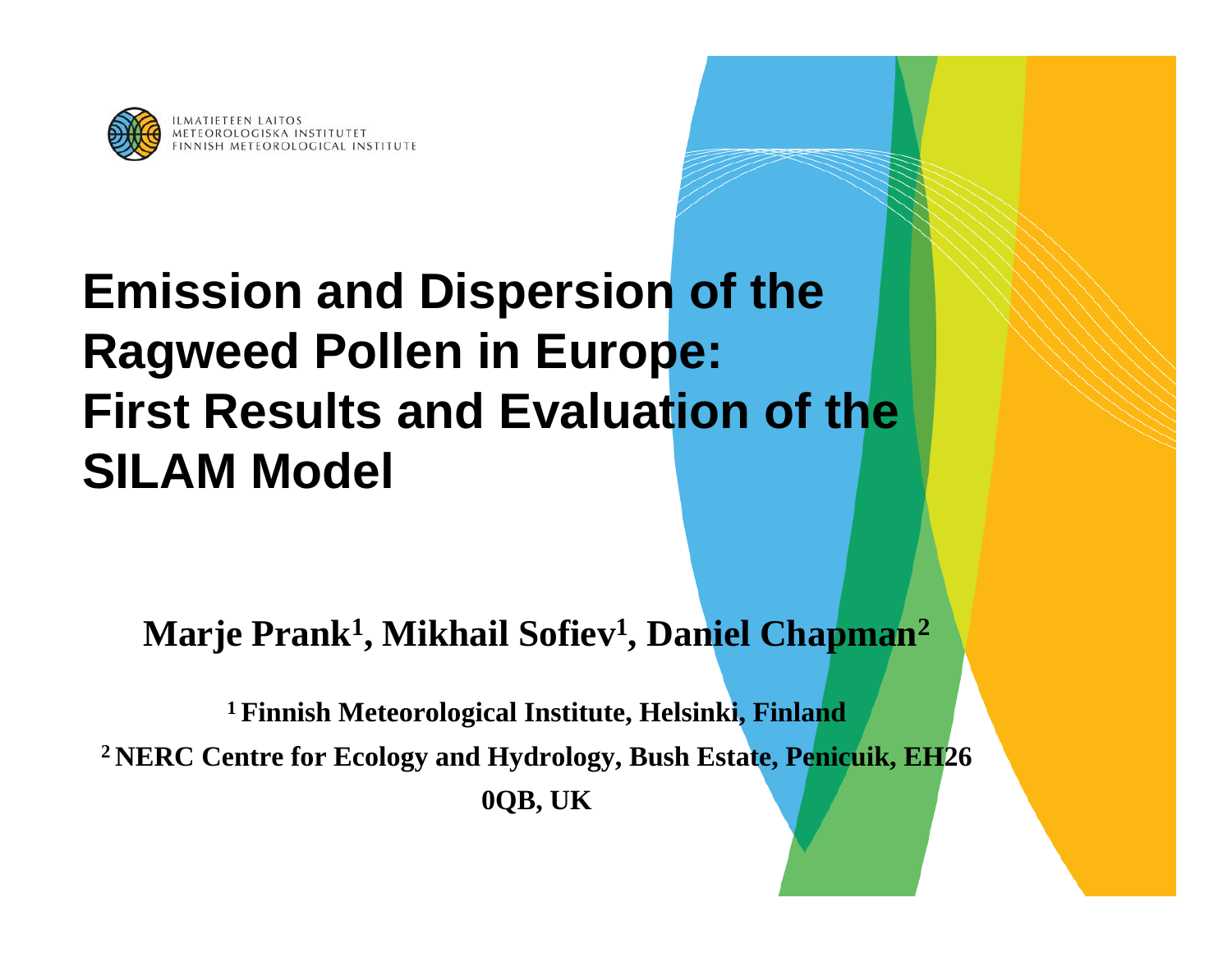ILMATIETEEN LAITOS
METEOROLOGISKA INSTITUTET
FINNISH METEOROLOGICAL INSTITUTE

# Emission and Dispersion of the Ragweed Pollen in Europe: First Results and Evaluation of the SILAM Model

**Marje Prank[1], Mikhail Sofiev[1], Daniel Chapman[2]**

**[1] Finnish Meteorological Institute, Helsinki, Finland**

**[2] NERC Centre for Ecology and Hydrology, Bush Estate, Penicuik, EH26 0QB, UK**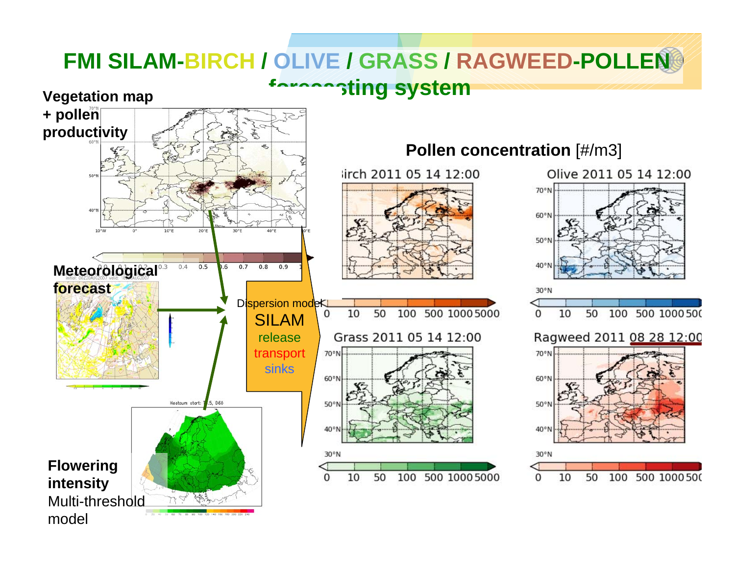# FMI SILAM-BIRCH / OLIVE / GRASS / RAGWEED-POLLEN forecasting system

**Vegetation map + pollen productivity**

**Meteorological forecast**

**Flowering intensity**
Multi-threshold model

Dispersion model
SILAM
release
transport
sinks

**Pollen concentration** [#/m3]

Birch 2011 05 14 12:00

Olive 2011 05 14 12:00

Grass 2011 05 14 12:00

Ragweed 2011 08 28 12:00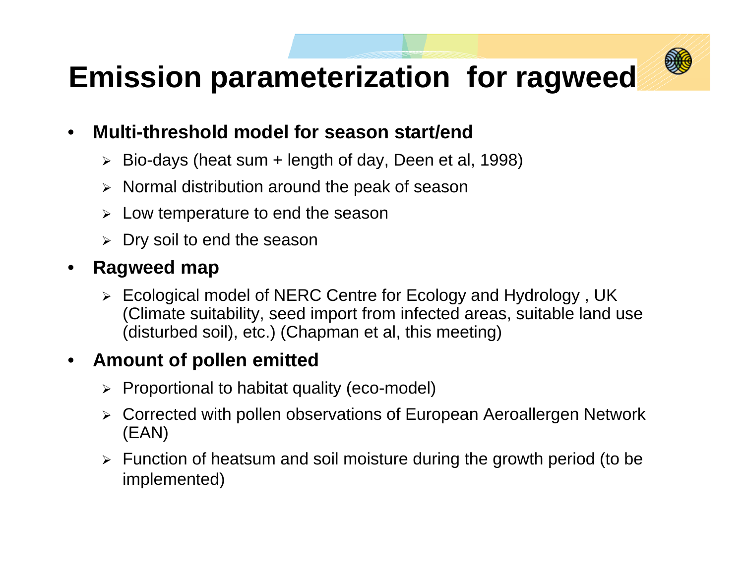# Emission parameterization for ragweed

- **Multi-threshold model for season start/end**
  - Bio-days (heat sum + length of day, Deen et al, 1998)
  - Normal distribution around the peak of season
  - Low temperature to end the season
  - Dry soil to end the season
- **Ragweed map**
  - Ecological model of NERC Centre for Ecology and Hydrology , UK (Climate suitability, seed import from infected areas, suitable land use (disturbed soil), etc.) (Chapman et al, this meeting)
- **Amount of pollen emitted**
  - Proportional to habitat quality (eco-model)
  - Corrected with pollen observations of European Aeroallergen Network (EAN)
  - Function of heatsum and soil moisture during the growth period (to be implemented)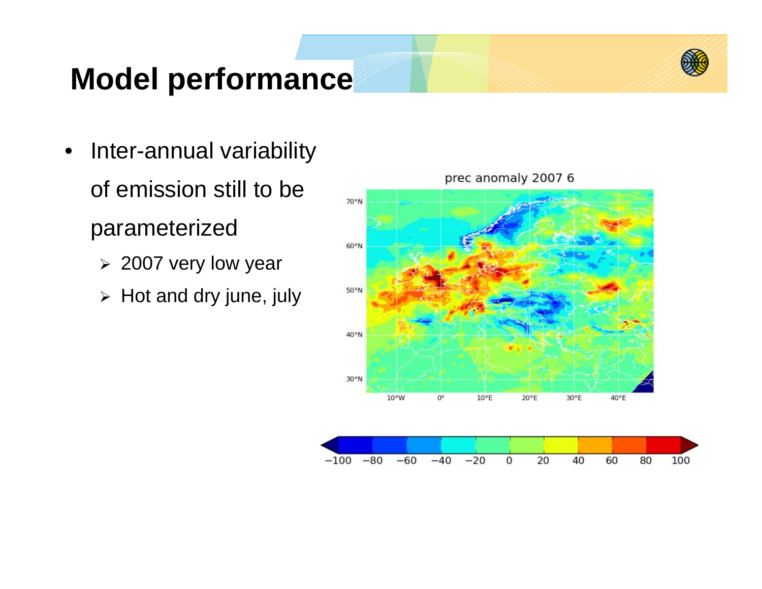# Model performance

- Inter-annual variability of emission still to be parameterized
  - 2007 very low year
  - Hot and dry june, july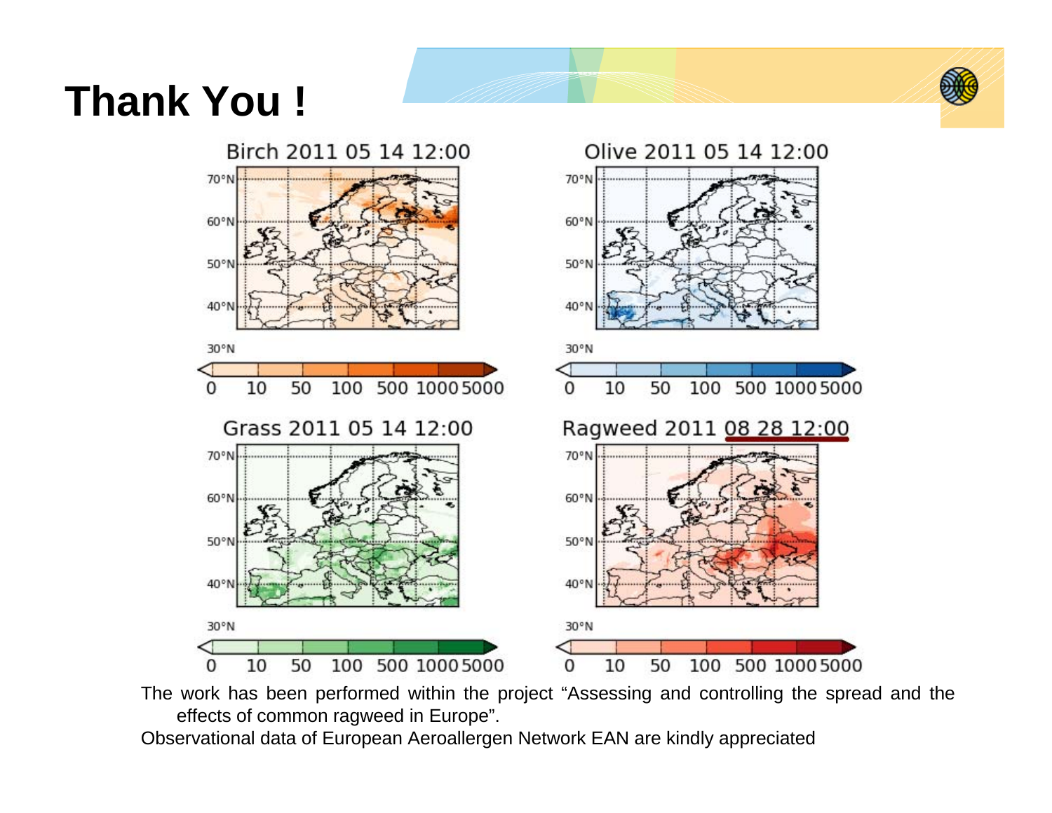# Thank You !

Birch 2011 05 14 12:00

70°N
60°N
50°N
40°N
30°N

0 10 50 100 500 1000 5000

Olive 2011 05 14 12:00

70°N
60°N
50°N
40°N
30°N

0 10 50 100 500 1000 5000

Grass 2011 05 14 12:00

70°N
60°N
50°N
40°N
30°N

0 10 50 100 500 1000 5000

Ragweed 2011 08 28 12:00

70°N
60°N
50°N
40°N
30°N

0 10 50 100 500 1000 5000

The work has been performed within the project "Assessing and controlling the spread and the effects of common ragweed in Europe".

Observational data of European Aeroallergen Network EAN are kindly appreciated